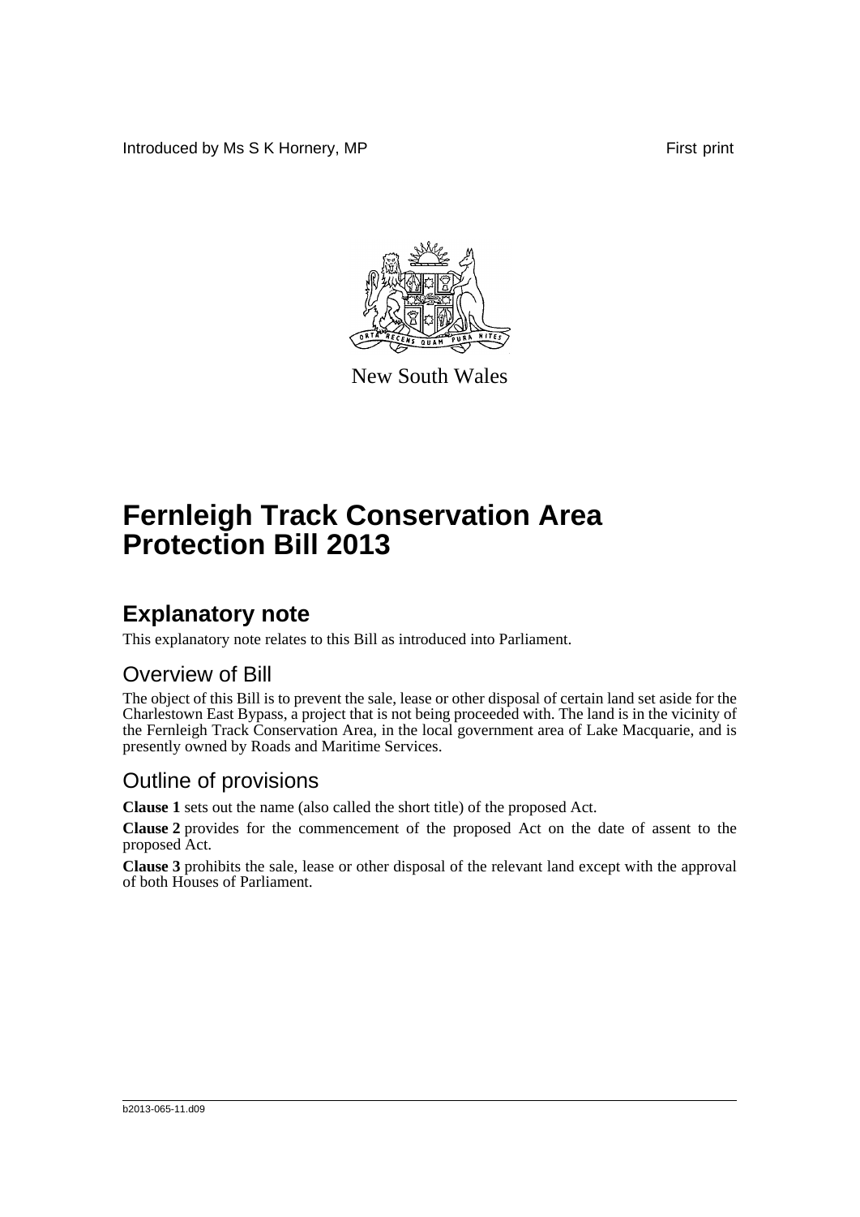Introduced by Ms S K Hornery, MP First print

New South Wales

# Fernleigh Track Conservation Area Protection Bill 2013

## Explanatory note

This explanatory note relates to this Bill as introduced into Parliament.

### Overview of Bill

The object of this Bill is to prevent the sale, lease or other disposal of certain land set aside for the Charlestown East Bypass, a project that is not being proceeded with. The land is in the vicinity of the Fernleigh Track Conservation Area, in the local government area of Lake Macquarie, and is presently owned by Roads and Maritime Services.

### Outline of provisions

**Clause 1** sets out the name (also called the short title) of the proposed Act.

**Clause 2** provides for the commencement of the proposed Act on the date of assent to the proposed Act.

**Clause 3** prohibits the sale, lease or other disposal of the relevant land except with the approval of both Houses of Parliament.

b2013-065-11.d09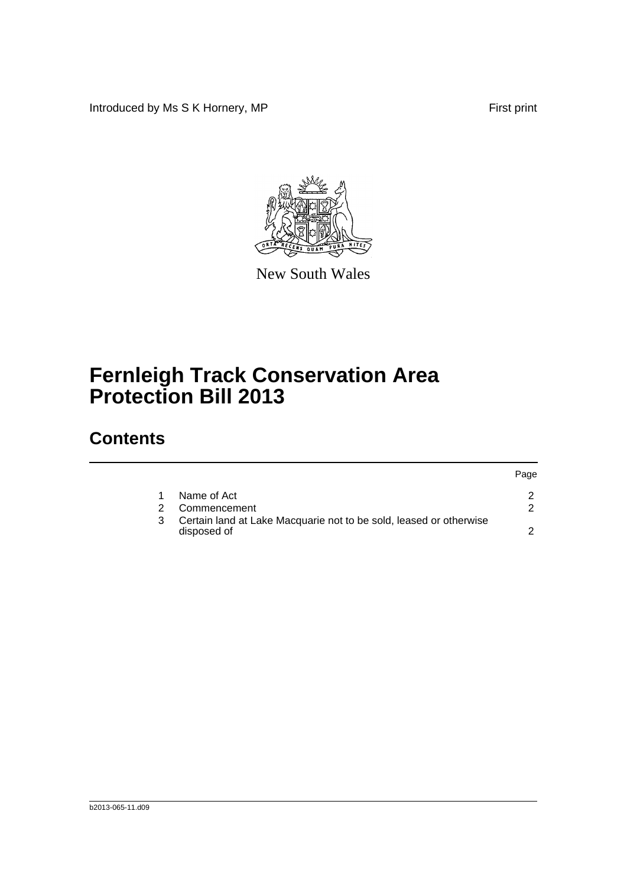Introduced by Ms S K Hornery, MP

First print

New South Wales

# Fernleigh Track Conservation Area Protection Bill 2013

## Contents

| | | Page |
|---|---|---|
| 1 | Name of Act | 2 |
| 2 | Commencement | 2 |
| 3 | Certain land at Lake Macquarie not to be sold, leased or otherwise disposed of | 2 |

b2013-065-11.d09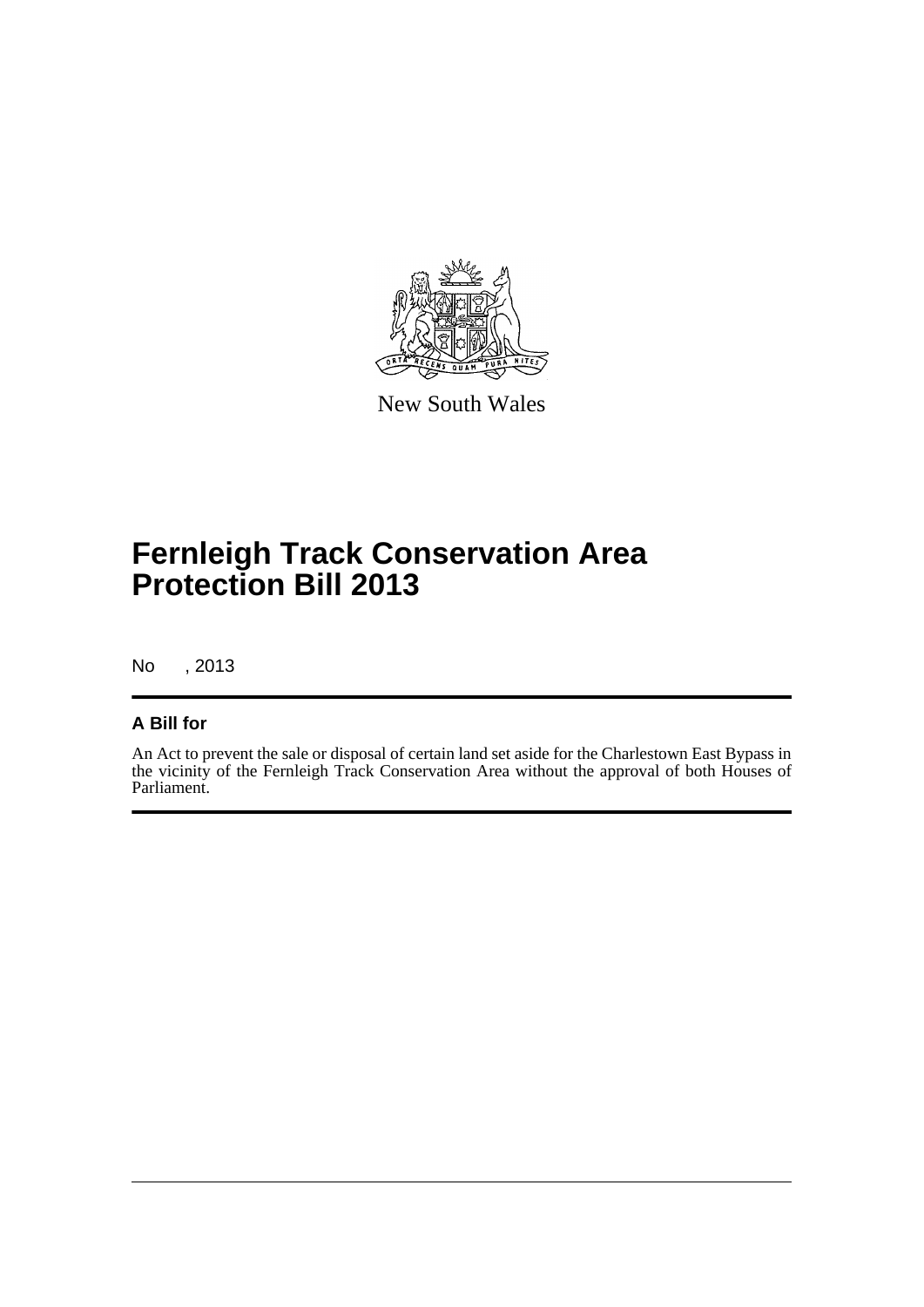New South Wales

# Fernleigh Track Conservation Area Protection Bill 2013

No , 2013

## A Bill for

An Act to prevent the sale or disposal of certain land set aside for the Charlestown East Bypass in the vicinity of the Fernleigh Track Conservation Area without the approval of both Houses of Parliament.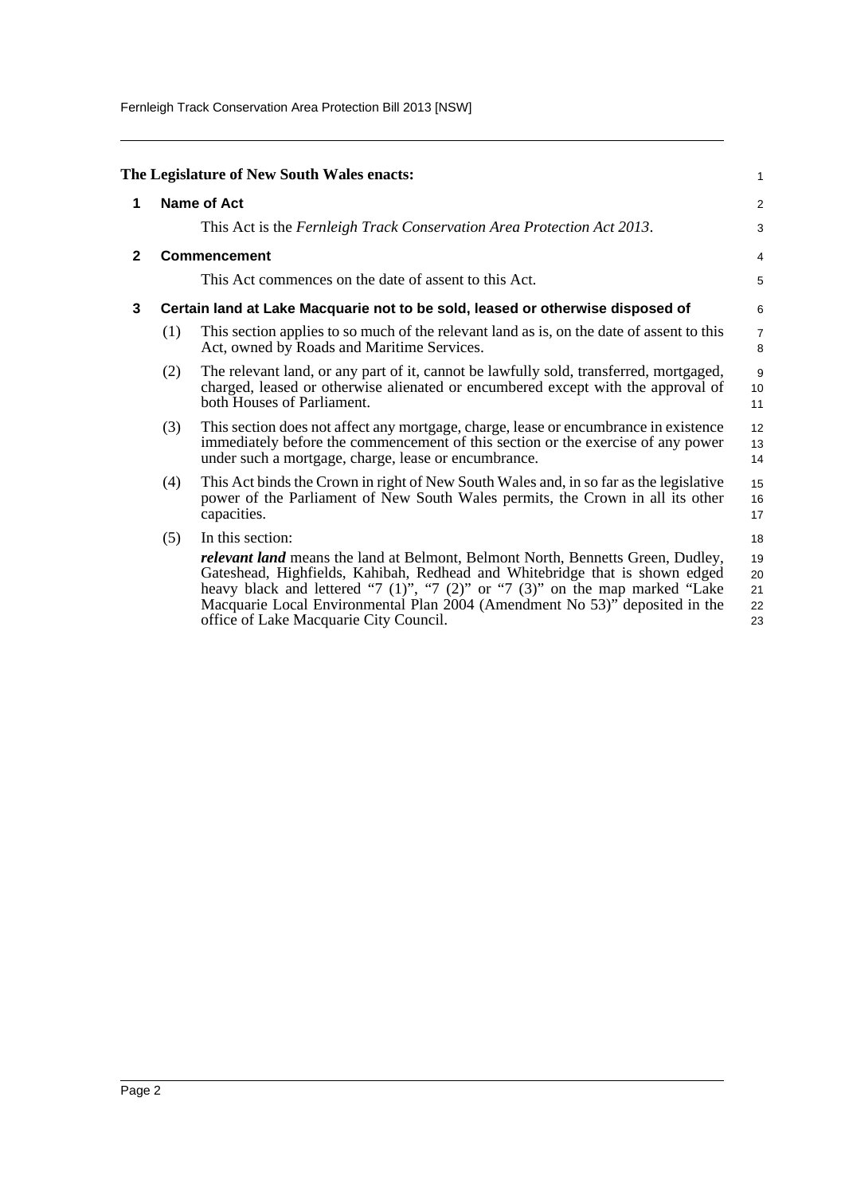The Legislature of New South Wales enacts:

## 1 Name of Act

This Act is the *Fernleigh Track Conservation Area Protection Act 2013*.

## 2 Commencement

This Act commences on the date of assent to this Act.

## 3 Certain land at Lake Macquarie not to be sold, leased or otherwise disposed of

(1) This section applies to so much of the relevant land as is, on the date of assent to this Act, owned by Roads and Maritime Services.

(2) The relevant land, or any part of it, cannot be lawfully sold, transferred, mortgaged, charged, leased or otherwise alienated or encumbered except with the approval of both Houses of Parliament.

(3) This section does not affect any mortgage, charge, lease or encumbrance in existence immediately before the commencement of this section or the exercise of any power under such a mortgage, charge, lease or encumbrance.

(4) This Act binds the Crown in right of New South Wales and, in so far as the legislative power of the Parliament of New South Wales permits, the Crown in all its other capacities.

(5) In this section:

***relevant land*** means the land at Belmont, Belmont North, Bennetts Green, Dudley, Gateshead, Highfields, Kahibah, Redhead and Whitebridge that is shown edged heavy black and lettered "7 (1)", "7 (2)" or "7 (3)" on the map marked "Lake Macquarie Local Environmental Plan 2004 (Amendment No 53)" deposited in the office of Lake Macquarie City Council.